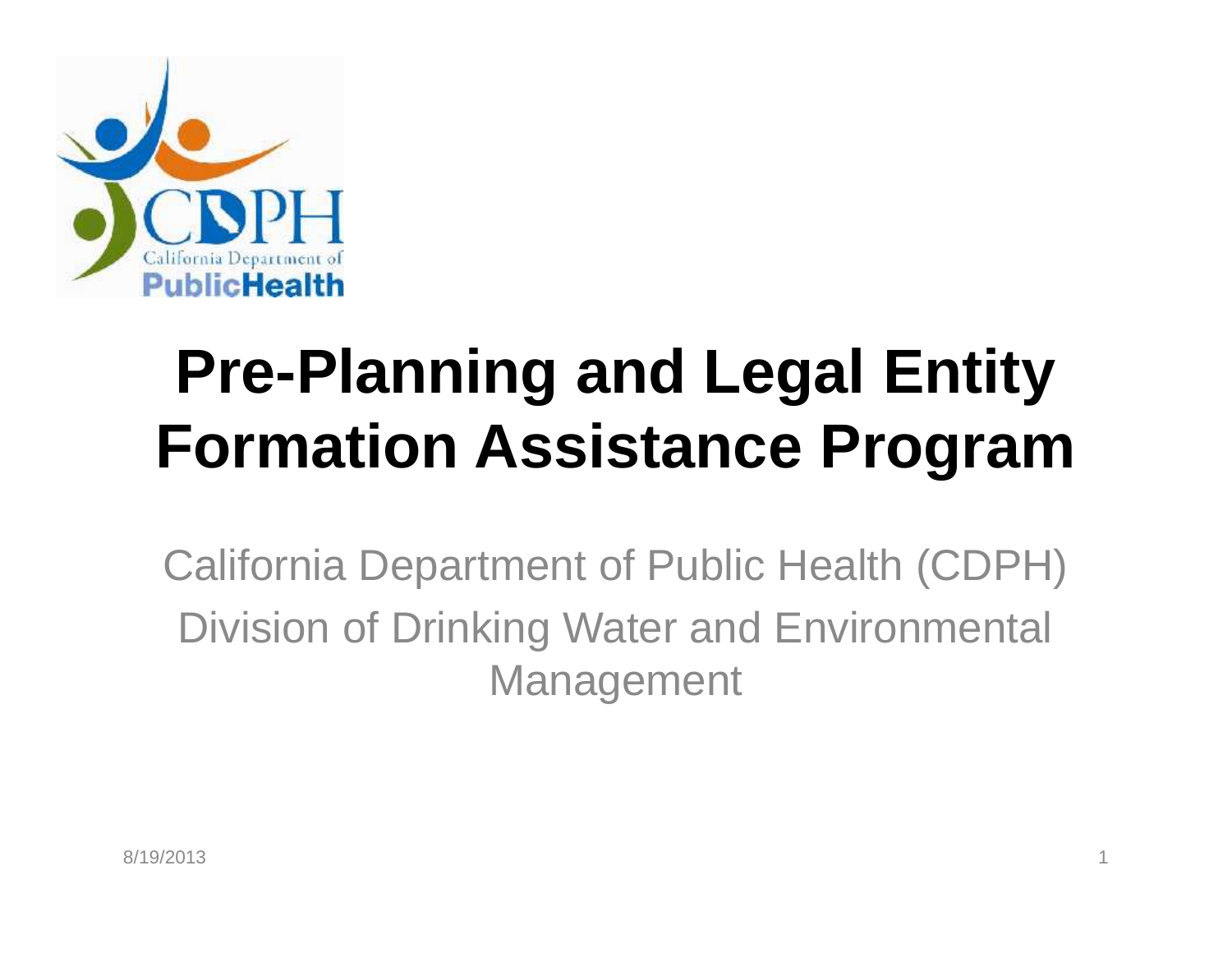# Pre-Planning and Legal Entity Formation Assistance Program

California Department of Public Health (CDPH)

Division of Drinking Water and Environmental Management

8/19/2013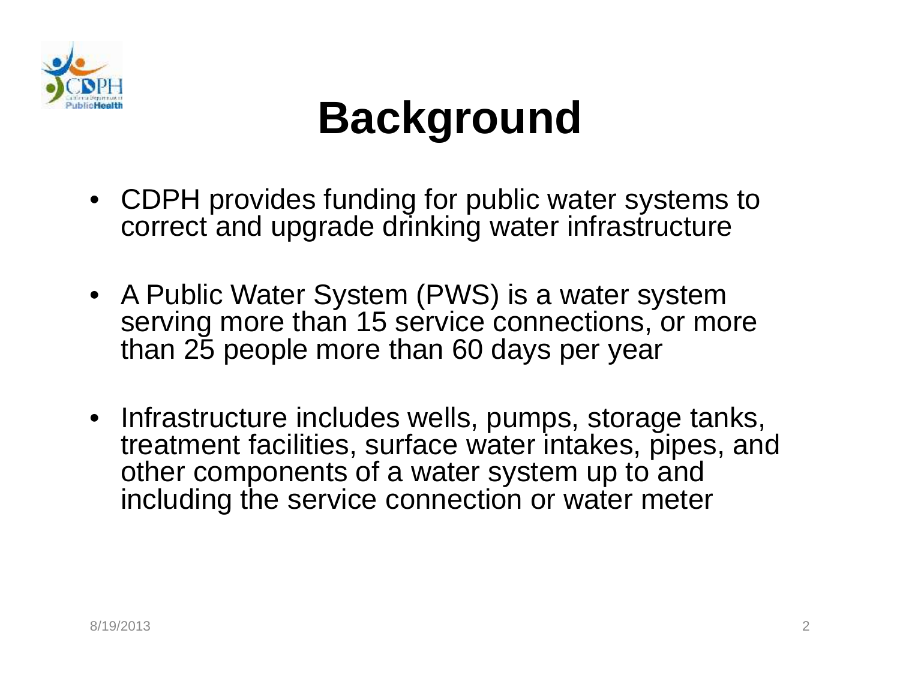# Background

- CDPH provides funding for public water systems to correct and upgrade drinking water infrastructure
- A Public Water System (PWS) is a water system serving more than 15 service connections, or more than 25 people more than 60 days per year
- Infrastructure includes wells, pumps, storage tanks, treatment facilities, surface water intakes, pipes, and other components of a water system up to and including the service connection or water meter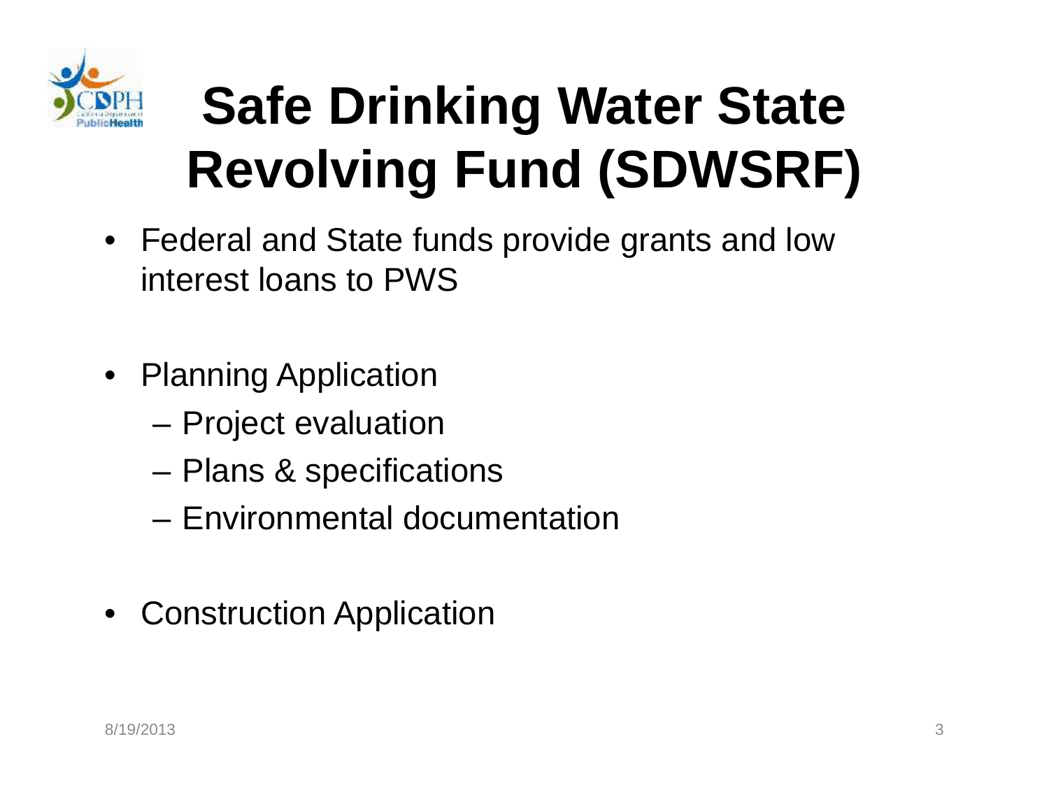# Safe Drinking Water State Revolving Fund (SDWSRF)

- Federal and State funds provide grants and low interest loans to PWS
- Planning Application
  - Project evaluation
  - Plans & specifications
  - Environmental documentation
- Construction Application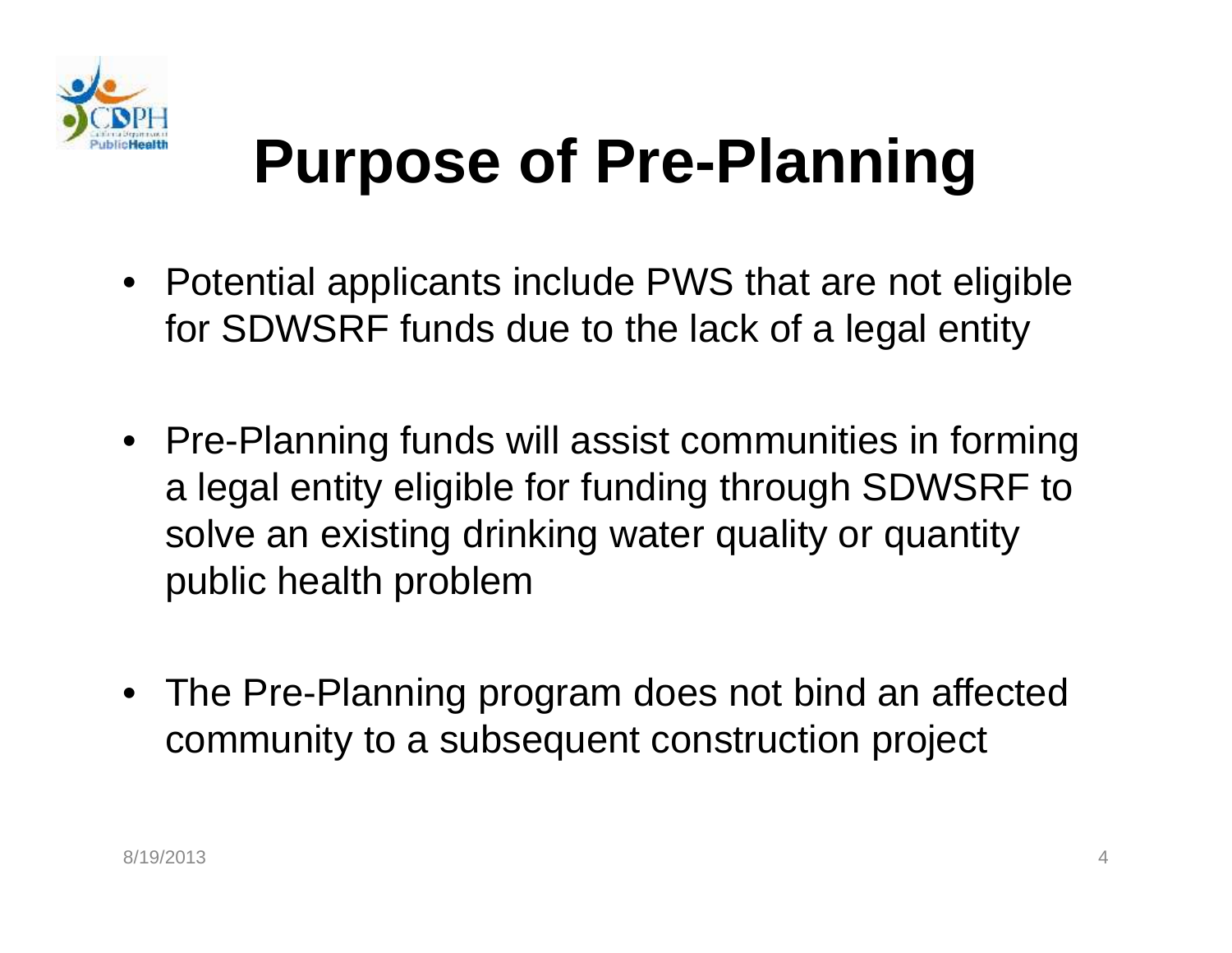# Purpose of Pre-Planning

- Potential applicants include PWS that are not eligible for SDWSRF funds due to the lack of a legal entity
- Pre-Planning funds will assist communities in forming a legal entity eligible for funding through SDWSRF to solve an existing drinking water quality or quantity public health problem
- The Pre-Planning program does not bind an affected community to a subsequent construction project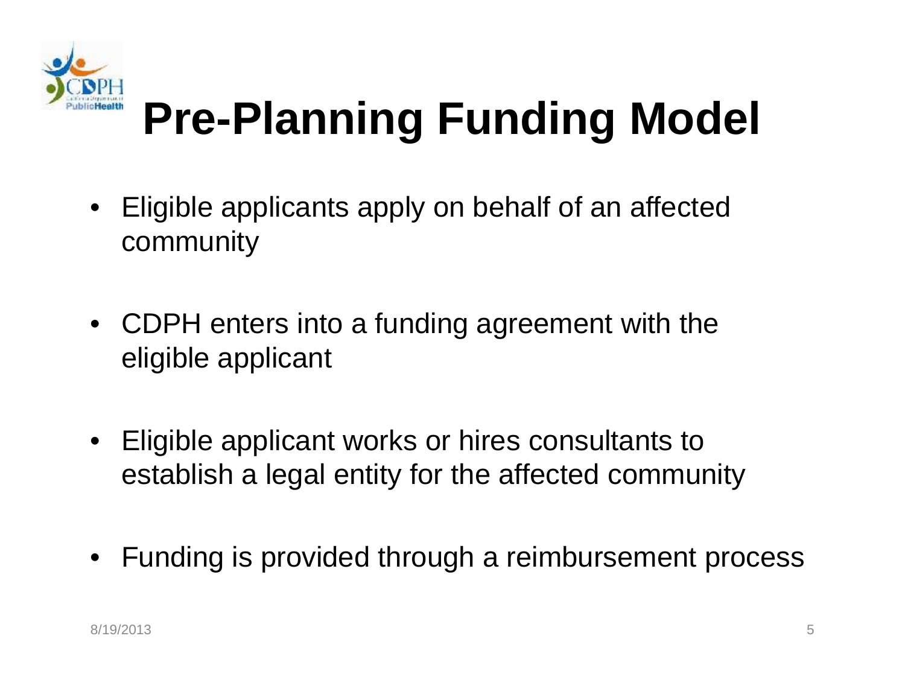# Pre-Planning Funding Model

- Eligible applicants apply on behalf of an affected community
- CDPH enters into a funding agreement with the eligible applicant
- Eligible applicant works or hires consultants to establish a legal entity for the affected community
- Funding is provided through a reimbursement process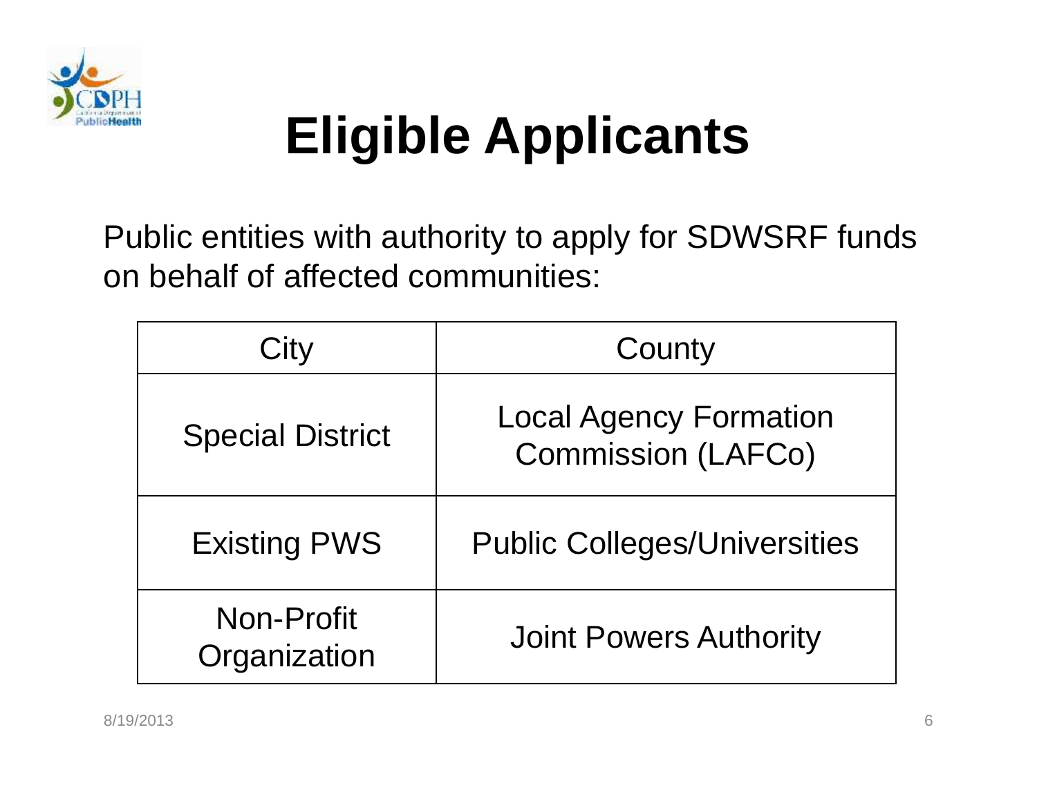# Eligible Applicants

Public entities with authority to apply for SDWSRF funds on behalf of affected communities:

| City | County |
|---|---|
| Special District | Local Agency Formation Commission (LAFCo) |
| Existing PWS | Public Colleges/Universities |
| Non-Profit Organization | Joint Powers Authority |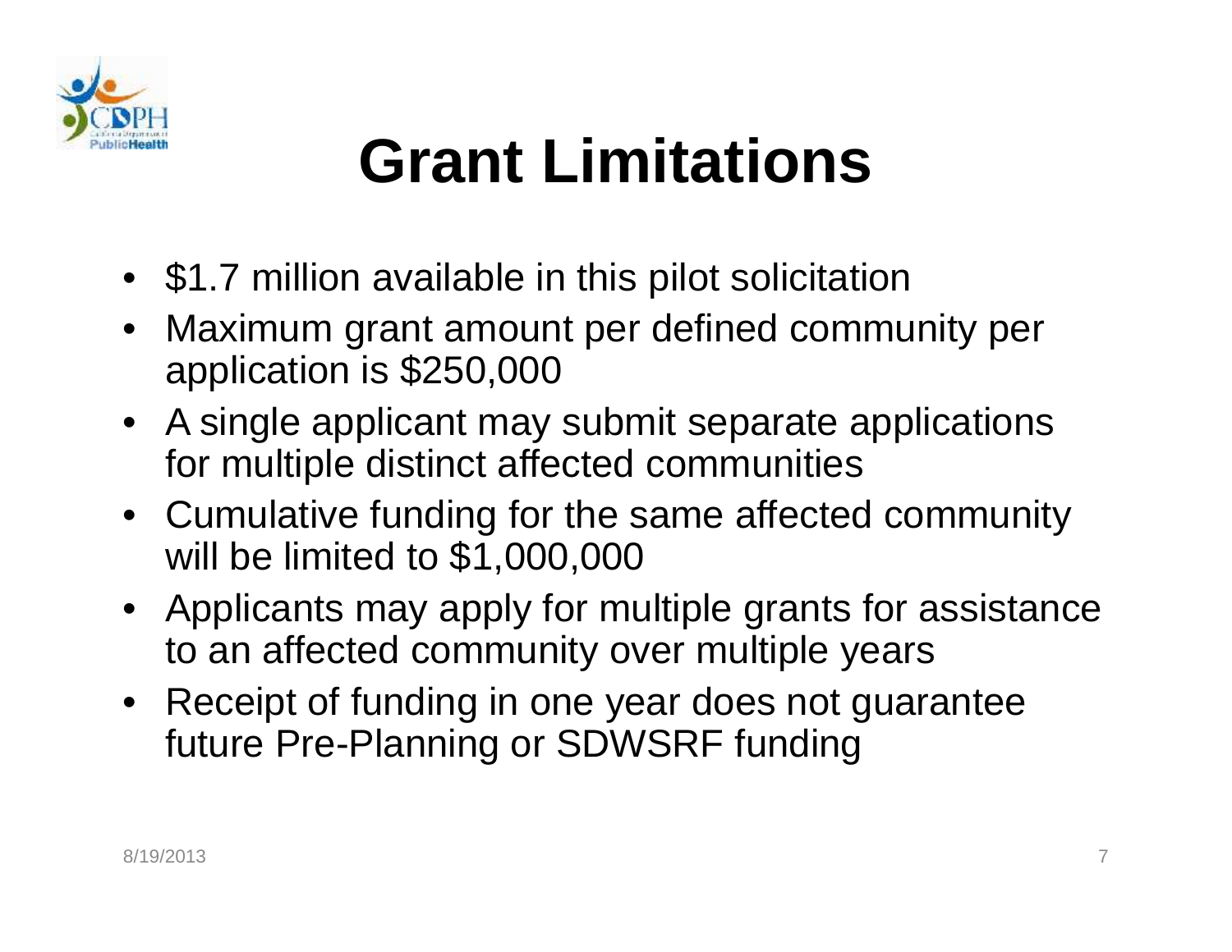# Grant Limitations

- $1.7 million available in this pilot solicitation
- Maximum grant amount per defined community per application is $250,000
- A single applicant may submit separate applications for multiple distinct affected communities
- Cumulative funding for the same affected community will be limited to $1,000,000
- Applicants may apply for multiple grants for assistance to an affected community over multiple years
- Receipt of funding in one year does not guarantee future Pre-Planning or SDWSRF funding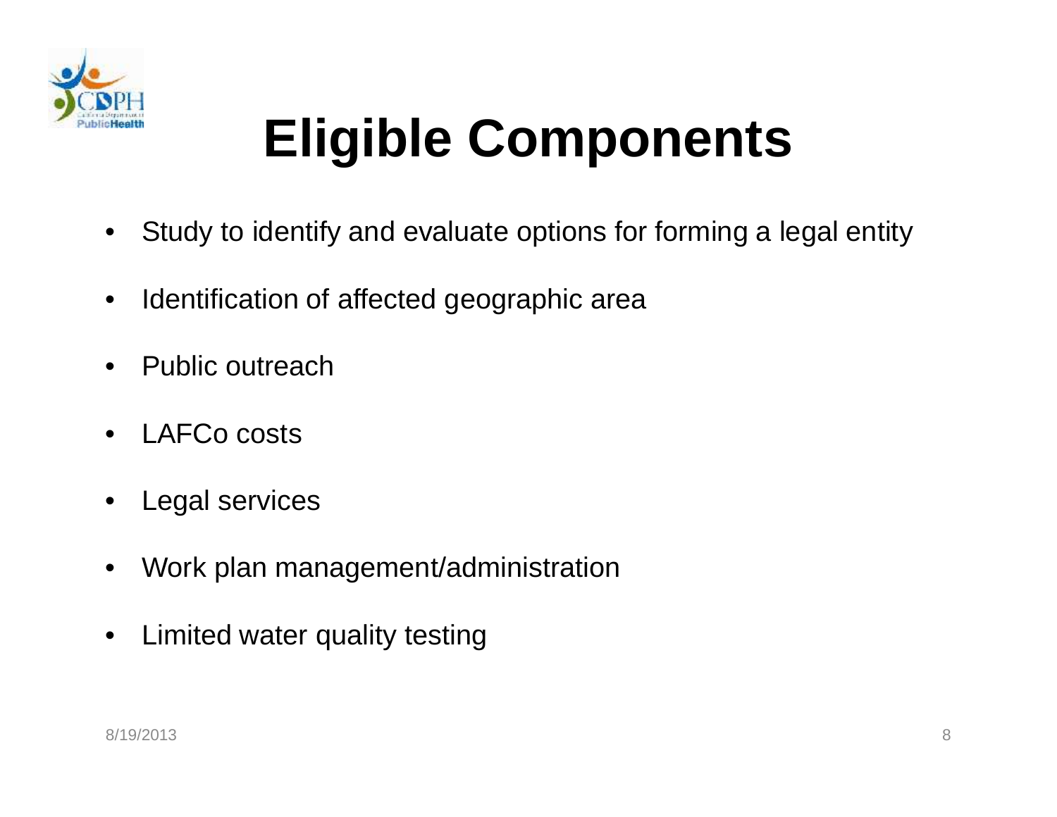# Eligible Components

- Study to identify and evaluate options for forming a legal entity
- Identification of affected geographic area
- Public outreach
- LAFCo costs
- Legal services
- Work plan management/administration
- Limited water quality testing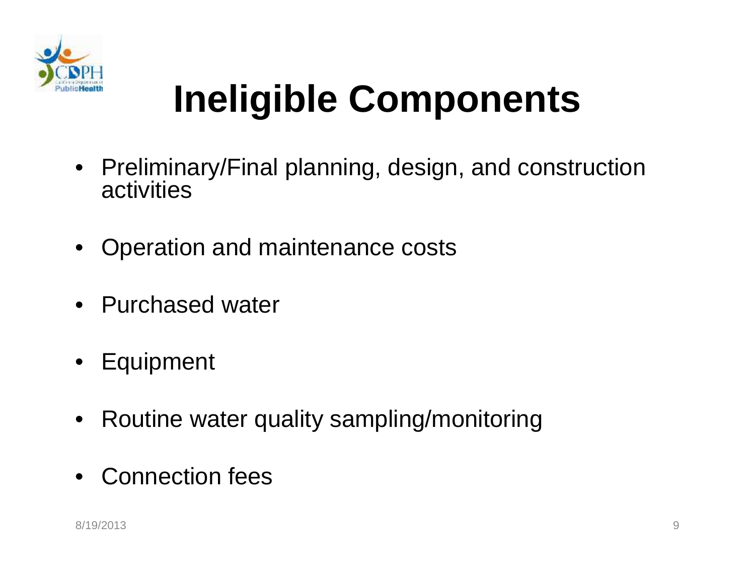# Ineligible Components

- Preliminary/Final planning, design, and construction activities
- Operation and maintenance costs
- Purchased water
- Equipment
- Routine water quality sampling/monitoring
- Connection fees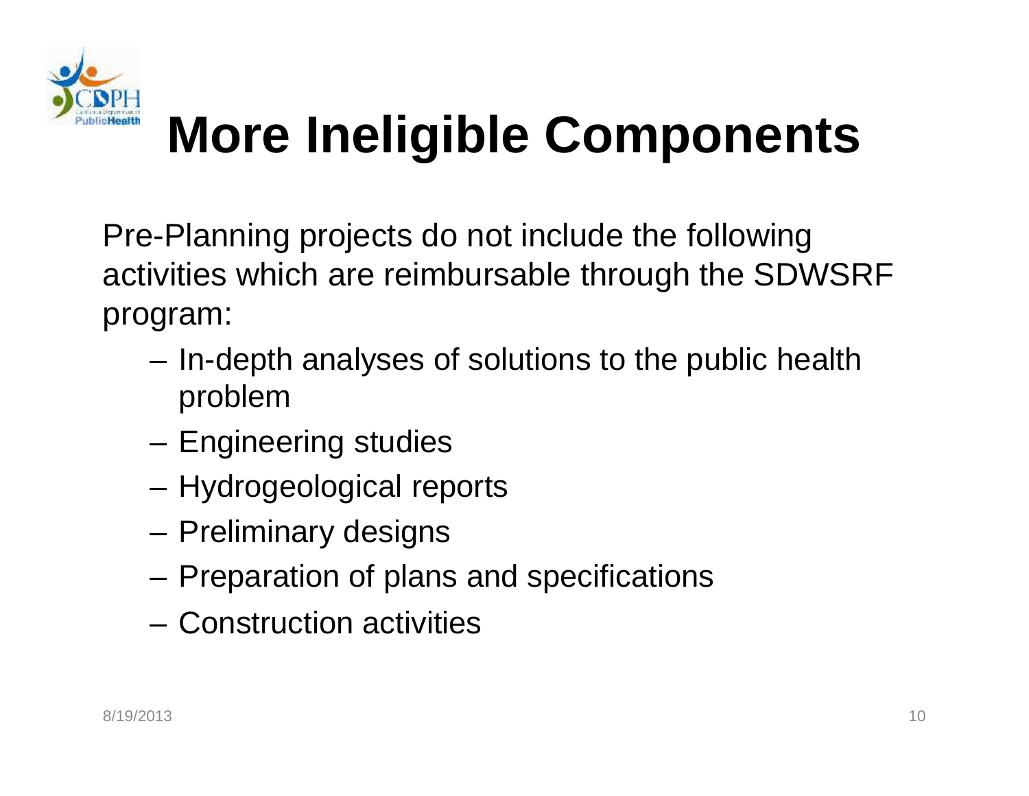# More Ineligible Components

Pre-Planning projects do not include the following activities which are reimbursable through the SDWSRF program:

- In-depth analyses of solutions to the public health problem
- Engineering studies
- Hydrogeological reports
- Preliminary designs
- Preparation of plans and specifications
- Construction activities

8/19/2013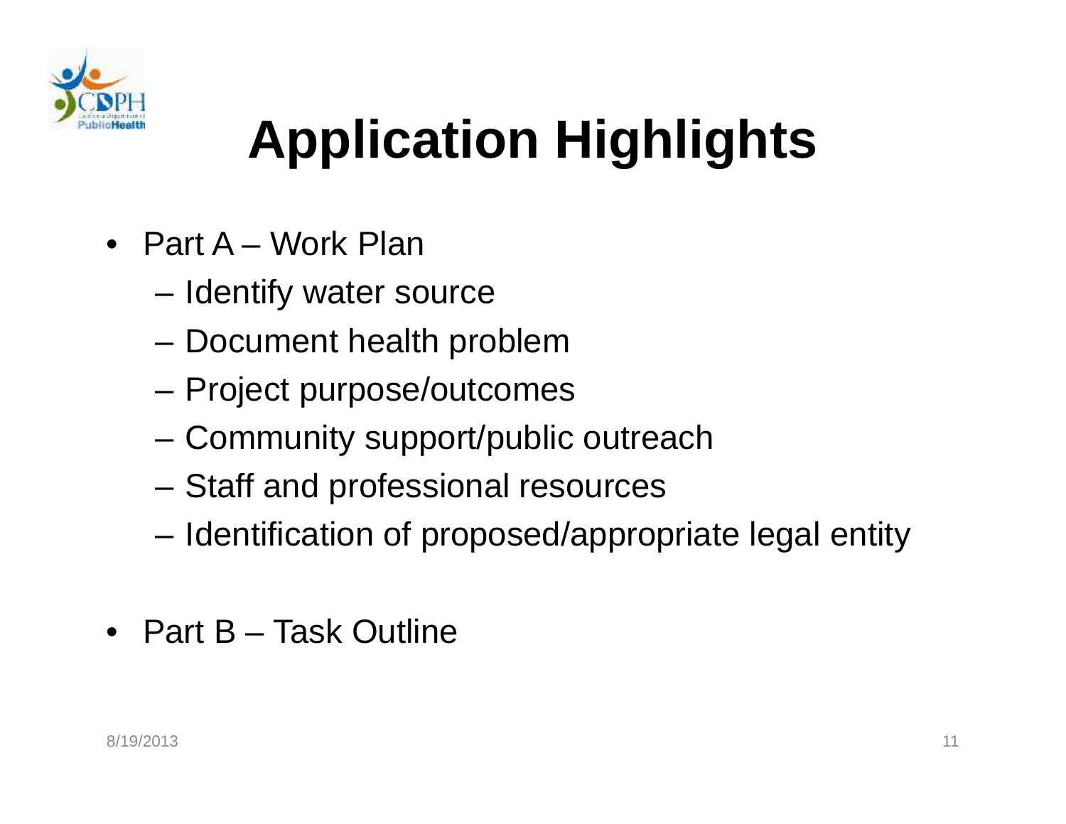# Application Highlights

- Part A – Work Plan
  - Identify water source
  - Document health problem
  - Project purpose/outcomes
  - Community support/public outreach
  - Staff and professional resources
  - Identification of proposed/appropriate legal entity
- Part B – Task Outline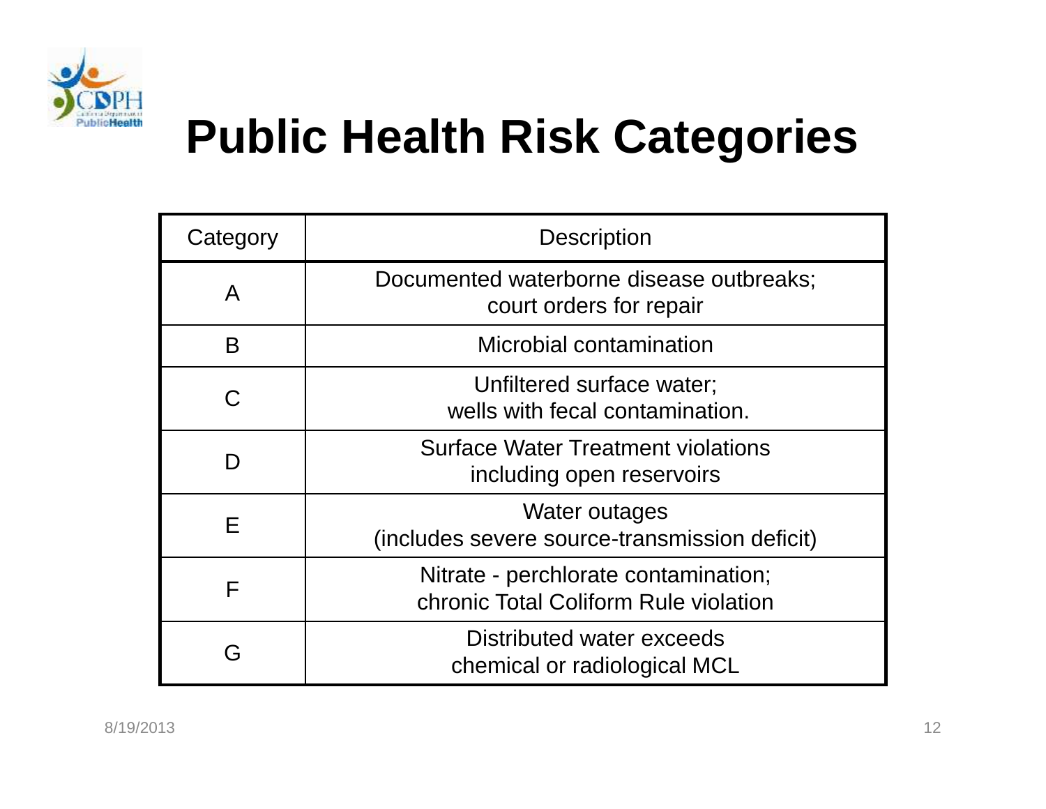# Public Health Risk Categories

| Category | Description |
|---|---|
| A | Documented waterborne disease outbreaks; court orders for repair |
| B | Microbial contamination |
| C | Unfiltered surface water; wells with fecal contamination. |
| D | Surface Water Treatment violations including open reservoirs |
| E | Water outages (includes severe source-transmission deficit) |
| F | Nitrate - perchlorate contamination; chronic Total Coliform Rule violation |
| G | Distributed water exceeds chemical or radiological MCL |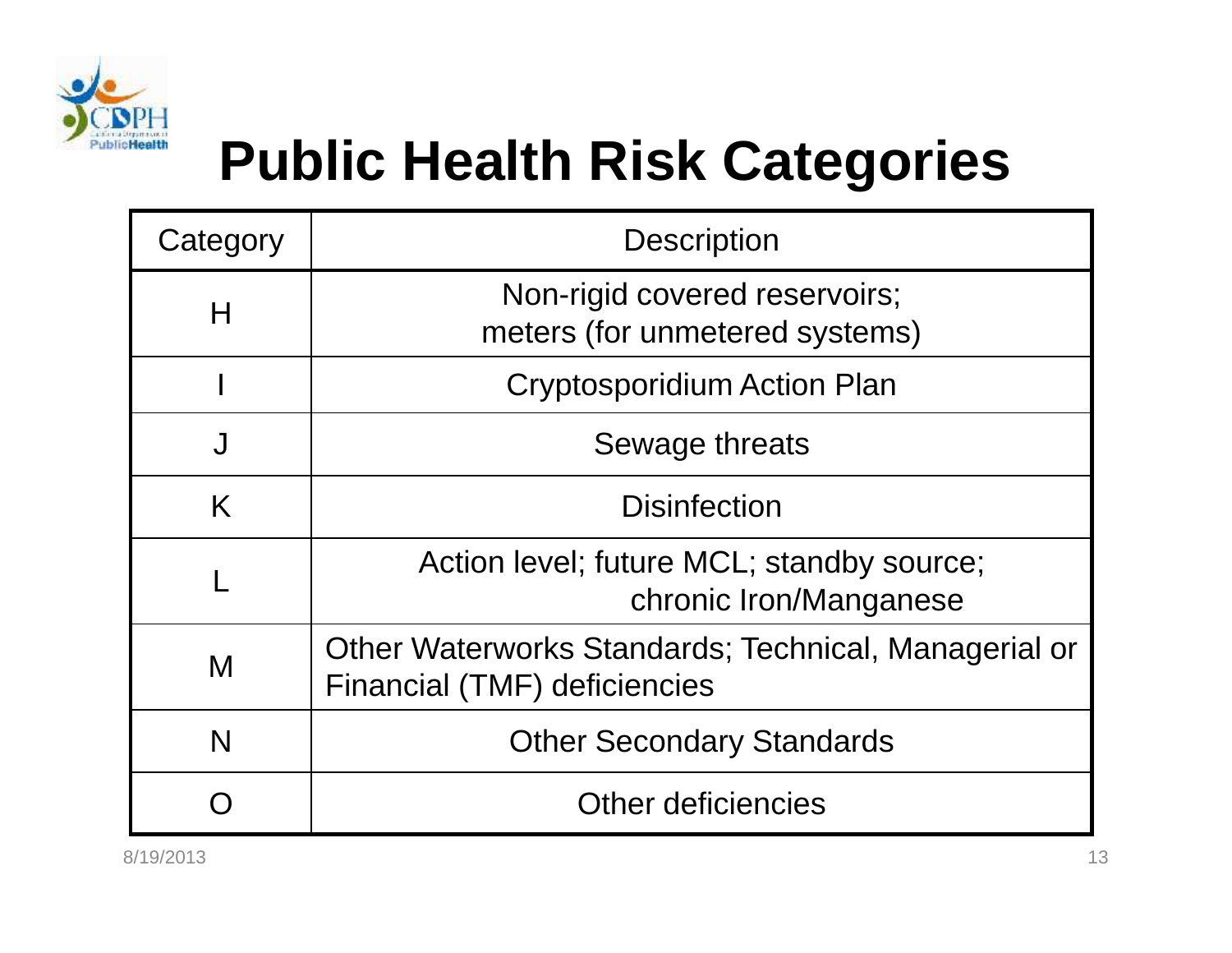# Public Health Risk Categories

| Category | Description |
| --- | --- |
| H | Non-rigid covered reservoirs; meters (for unmetered systems) |
| I | Cryptosporidium Action Plan |
| J | Sewage threats |
| K | Disinfection |
| L | Action level; future MCL; standby source; chronic Iron/Manganese |
| M | Other Waterworks Standards; Technical, Managerial or Financial (TMF) deficiencies |
| N | Other Secondary Standards |
| O | Other deficiencies |

8/19/2013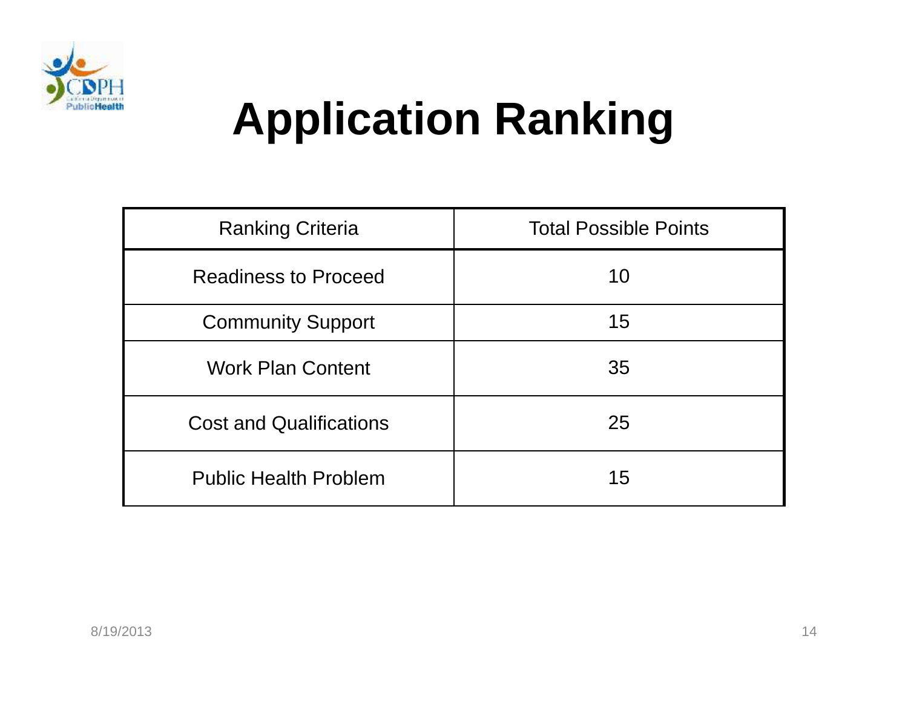# Application Ranking

| Ranking Criteria | Total Possible Points |
|---|---|
| Readiness to Proceed | 10 |
| Community Support | 15 |
| Work Plan Content | 35 |
| Cost and Qualifications | 25 |
| Public Health Problem | 15 |

8/19/2013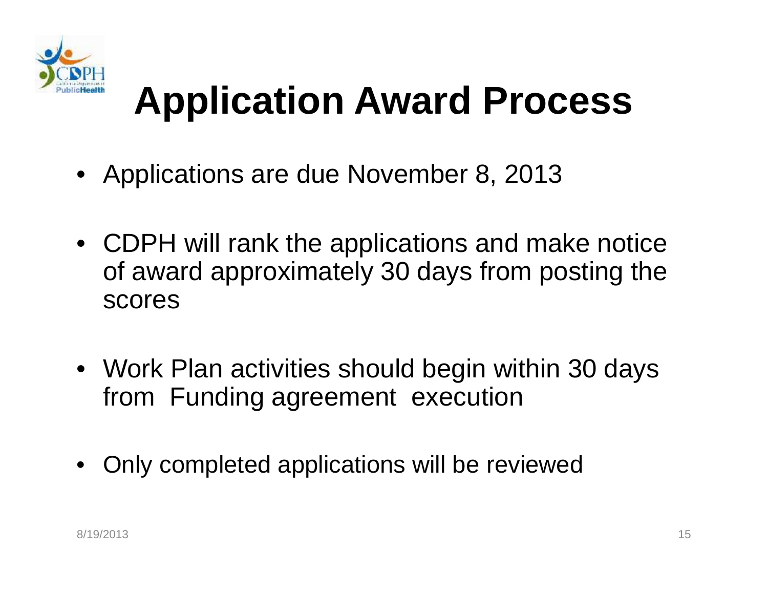# Application Award Process

- Applications are due November 8, 2013
- CDPH will rank the applications and make notice of award approximately 30 days from posting the scores
- Work Plan activities should begin within 30 days from Funding agreement execution
- Only completed applications will be reviewed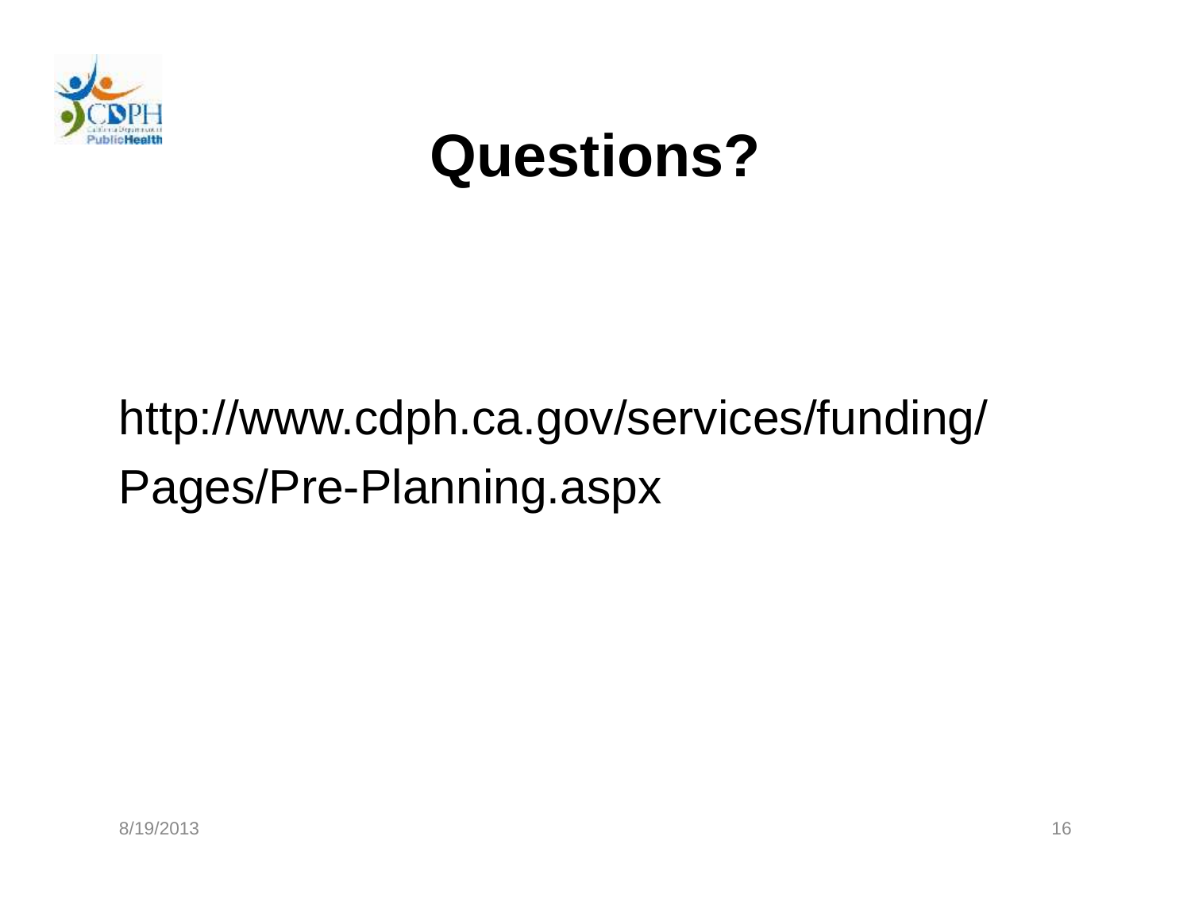# Questions?

http://www.cdph.ca.gov/services/funding/Pages/Pre-Planning.aspx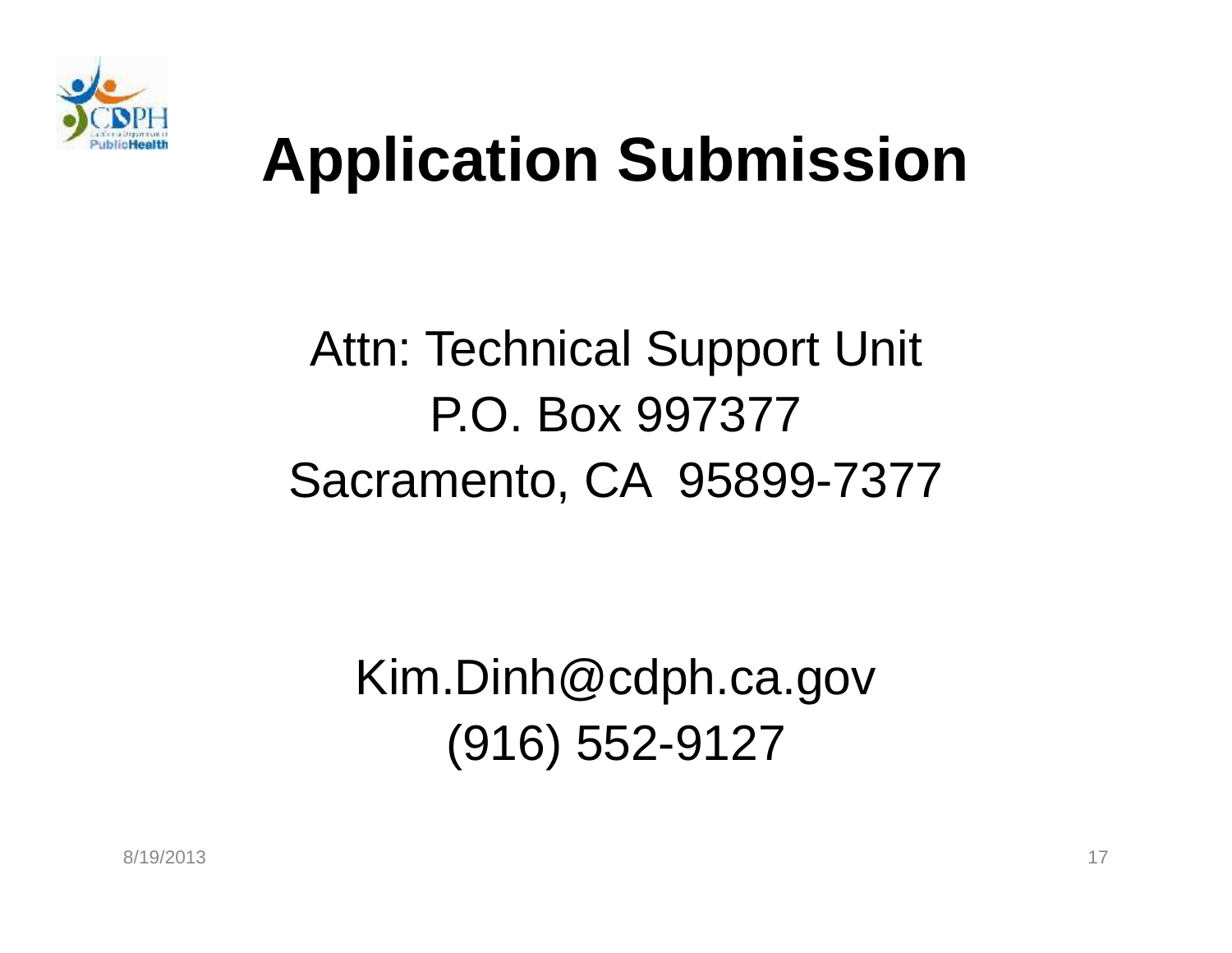# Application Submission

Attn: Technical Support Unit
P.O. Box 997377
Sacramento, CA 95899-7377

Kim.Dinh@cdph.ca.gov
(916) 552-9127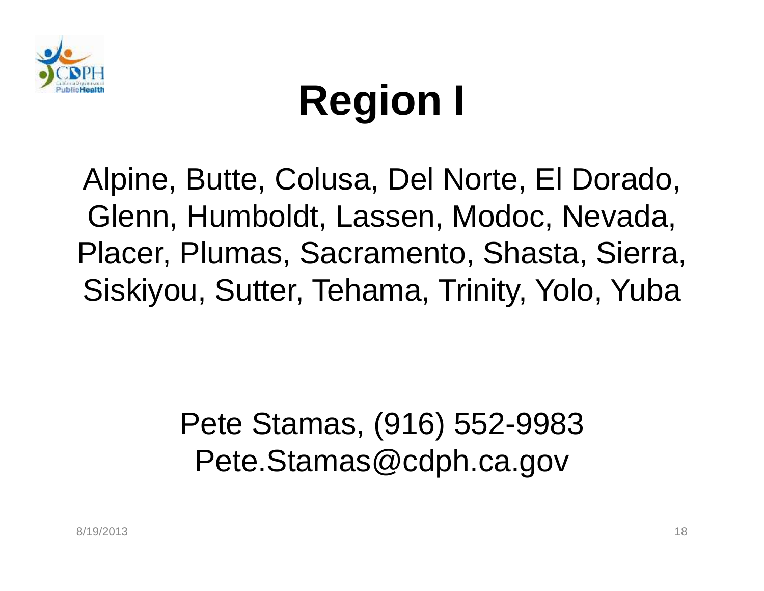# Region I

Alpine, Butte, Colusa, Del Norte, El Dorado, Glenn, Humboldt, Lassen, Modoc, Nevada, Placer, Plumas, Sacramento, Shasta, Sierra, Siskiyou, Sutter, Tehama, Trinity, Yolo, Yuba

Pete Stamas, (916) 552-9983
Pete.Stamas@cdph.ca.gov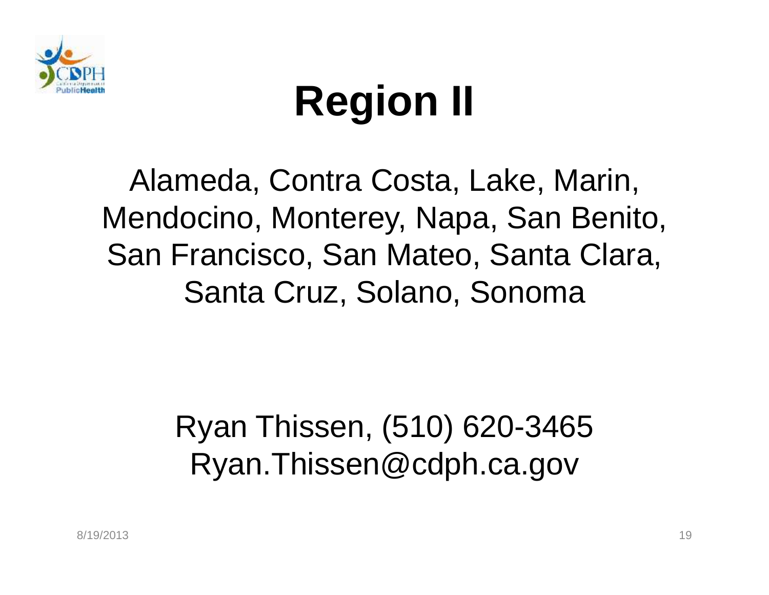# Region II

Alameda, Contra Costa, Lake, Marin, Mendocino, Monterey, Napa, San Benito, San Francisco, San Mateo, Santa Clara, Santa Cruz, Solano, Sonoma

Ryan Thissen, (510) 620-3465
Ryan.Thissen@cdph.ca.gov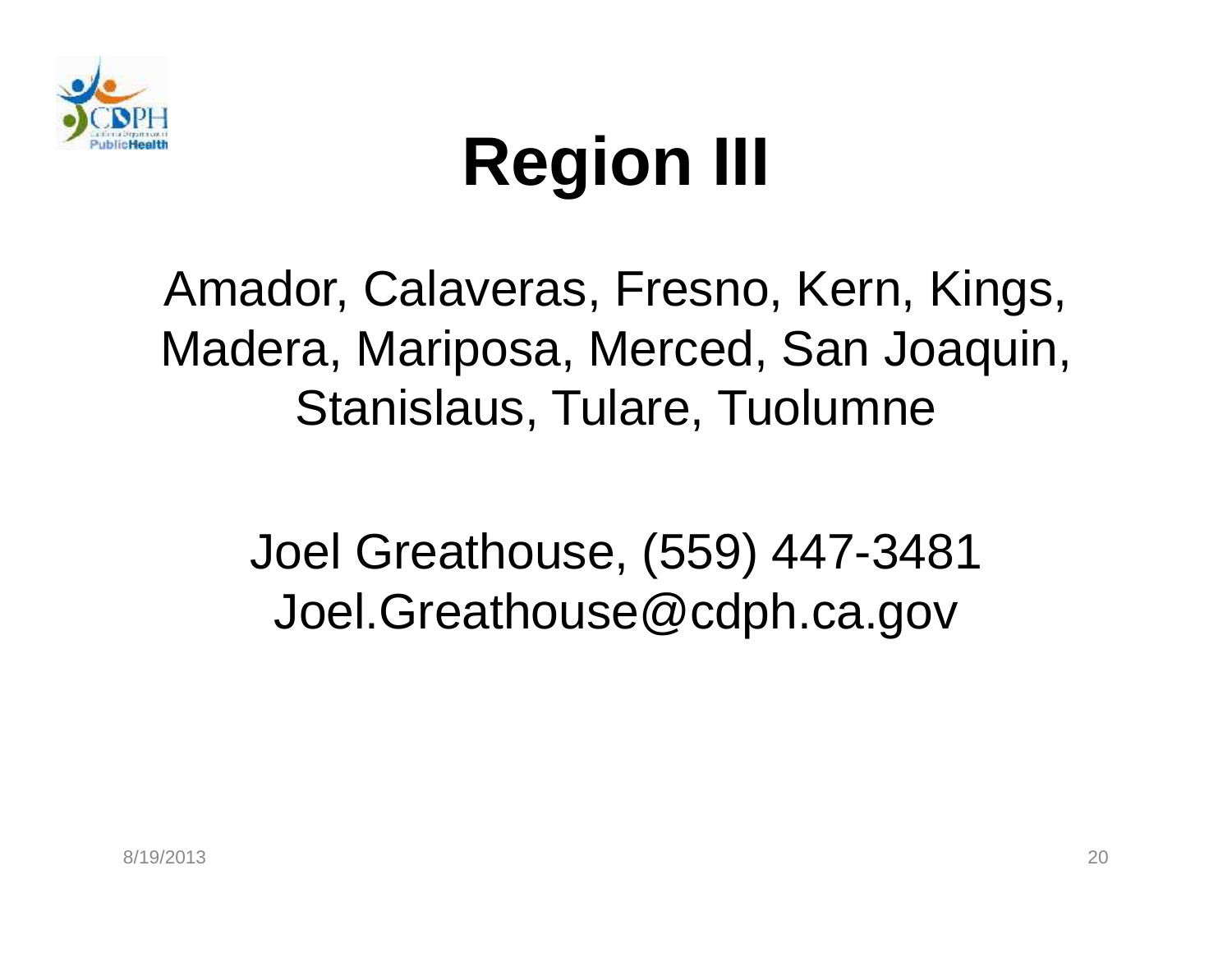# Region III

Amador, Calaveras, Fresno, Kern, Kings, Madera, Mariposa, Merced, San Joaquin, Stanislaus, Tulare, Tuolumne

Joel Greathouse, (559) 447-3481
Joel.Greathouse@cdph.ca.gov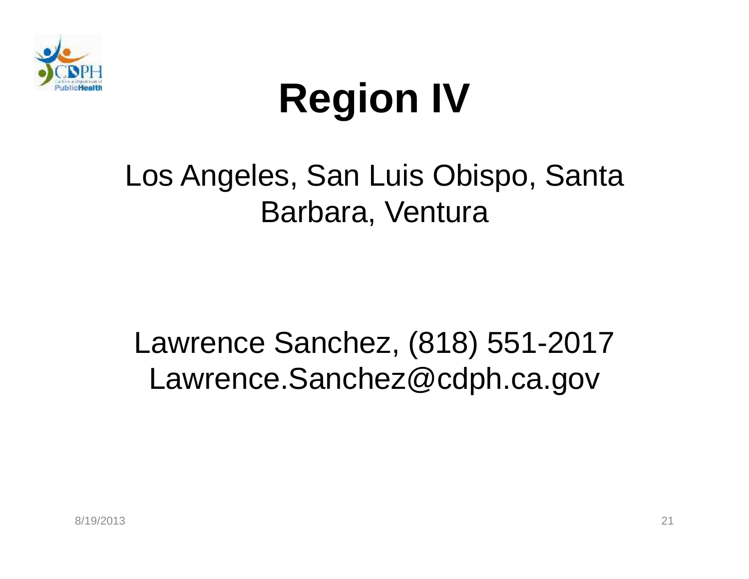# Region IV

Los Angeles, San Luis Obispo, Santa Barbara, Ventura

Lawrence Sanchez, (818) 551-2017
Lawrence.Sanchez@cdph.ca.gov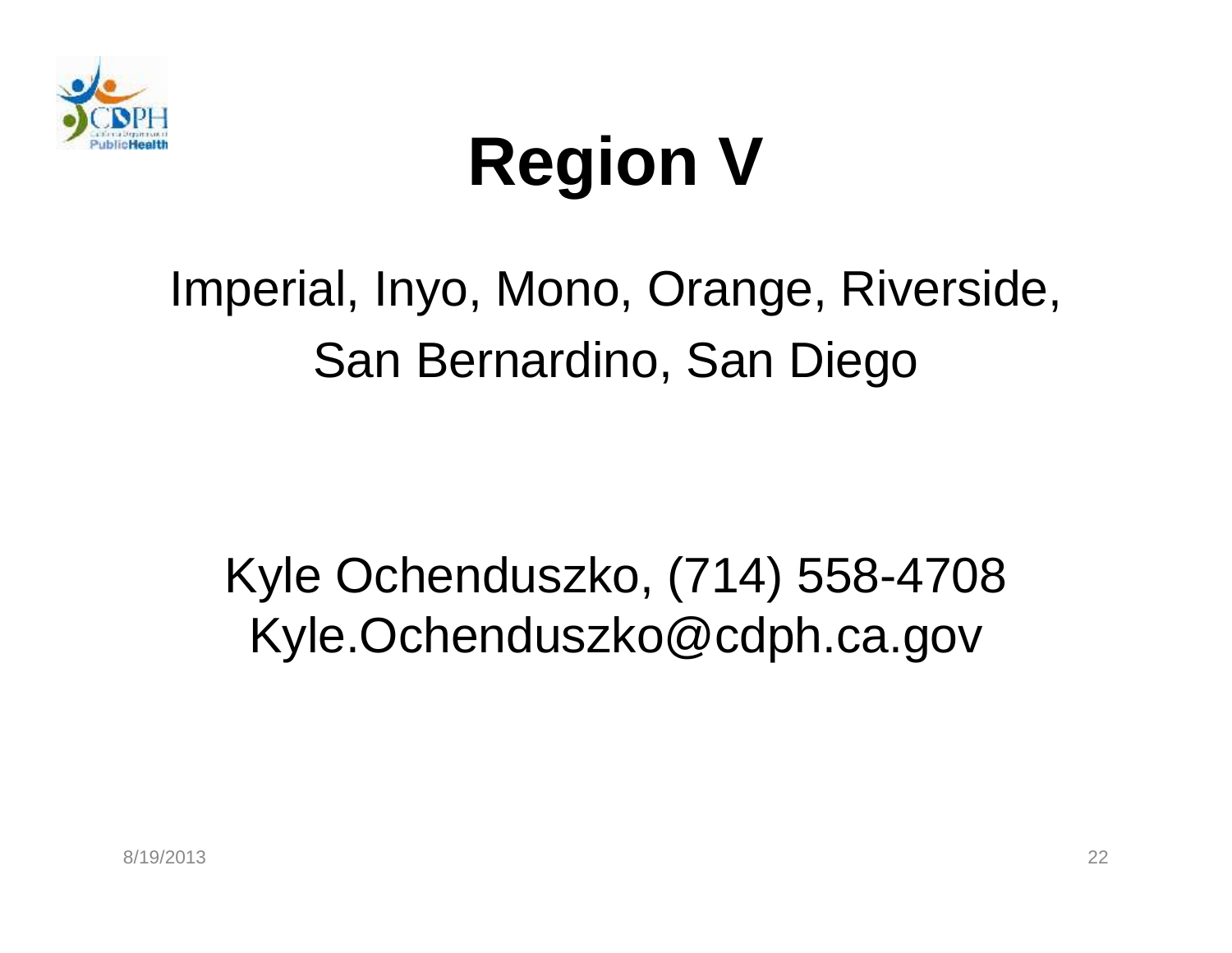# Region V

Imperial, Inyo, Mono, Orange, Riverside, San Bernardino, San Diego

Kyle Ochenduszko, (714) 558-4708
Kyle.Ochenduszko@cdph.ca.gov